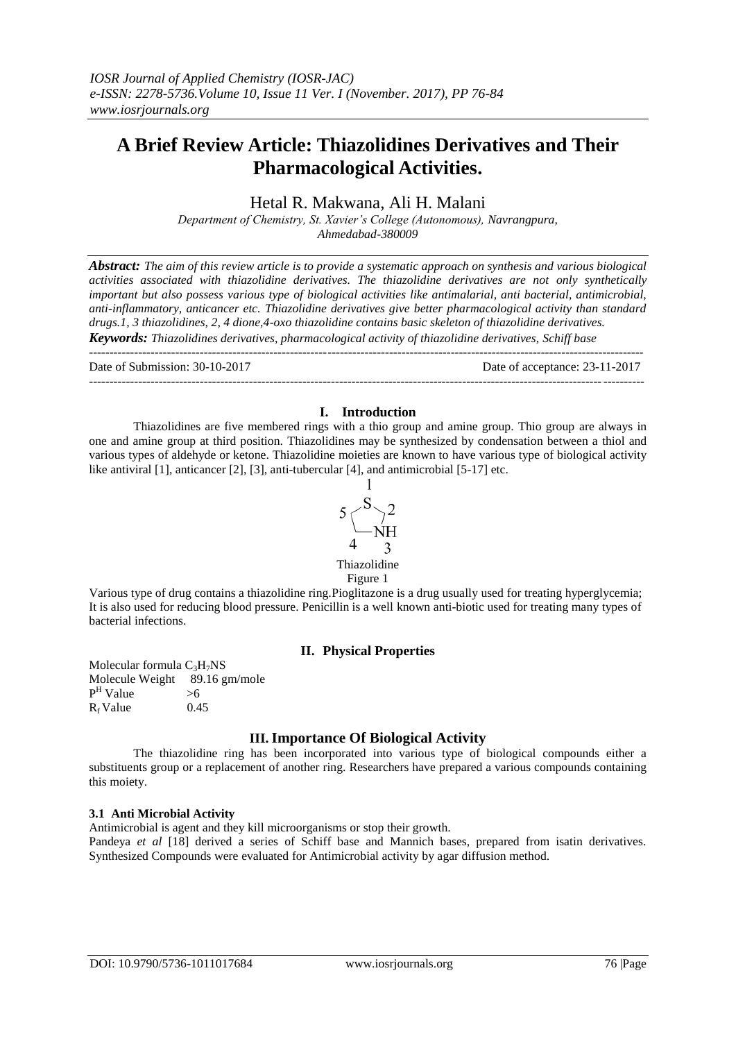# A Brief Review Article: Thiazolidines Derivatives and Their Pharmacological Activities.

Hetal R. Makwana, Ali H. Malani

*Department of Chemistry, St. Xavier's College (Autonomous), Navrangpura, Ahmedabad-380009*

***Abstract:*** *The aim of this review article is to provide a systematic approach on synthesis and various biological activities associated with thiazolidine derivatives. The thiazolidine derivatives are not only synthetically important but also possess various type of biological activities like antimalarial, anti bacterial, antimicrobial, anti-inflammatory, anticancer etc. Thiazolidine derivatives give better pharmacological activity than standard drugs.1, 3 thiazolidines, 2, 4 dione,4-oxo thiazolidine contains basic skeleton of thiazolidine derivatives.*

***Keywords:*** *Thiazolidines derivatives, pharmacological activity of thiazolidine derivatives, Schiff base*

Date of Submission: 30-10-2017 Date of acceptance: 23-11-2017

## I. Introduction

Thiazolidines are five membered rings with a thio group and amine group. Thio group are always in one and amine group at third position. Thiazolidines may be synthesized by condensation between a thiol and various types of aldehyde or ketone. Thiazolidine moieties are known to have various type of biological activity like antiviral [1], anticancer [2], [3], anti-tubercular [4], and antimicrobial [5-17] etc.

Thiazolidine

Figure 1

Various type of drug contains a thiazolidine ring.Pioglitazone is a drug usually used for treating hyperglycemia; It is also used for reducing blood pressure. Penicillin is a well known anti-biotic used for treating many types of bacterial infections.

## II. Physical Properties

Molecular formula $C_3H_7NS$

Molecule Weight 89.16 gm/mole

$P^H$ Value >6

$R_f$ Value 0.45

## III. Importance Of Biological Activity

The thiazolidine ring has been incorporated into various type of biological compounds either a substituents group or a replacement of another ring. Researchers have prepared a various compounds containing this moiety.

### 3.1 Anti Microbial Activity

Antimicrobial is agent and they kill microorganisms or stop their growth.

Pandeya *et al* [18] derived a series of Schiff base and Mannich bases, prepared from isatin derivatives. Synthesized Compounds were evaluated for Antimicrobial activity by agar diffusion method.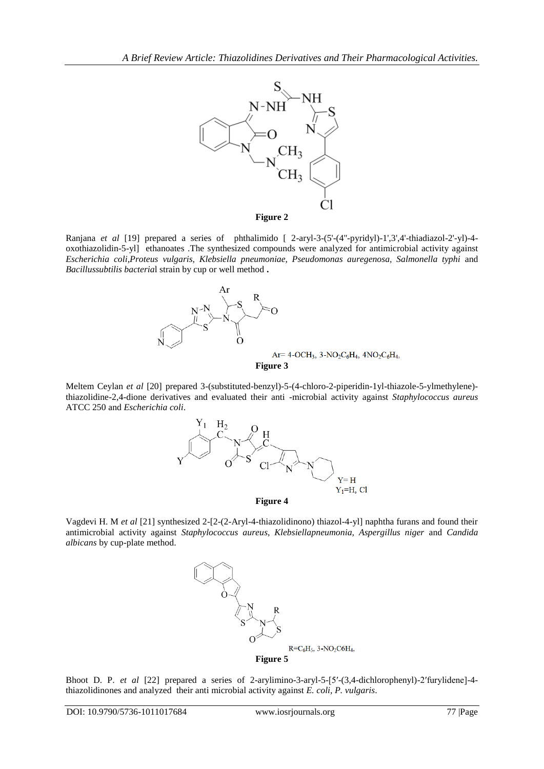Figure 2

Ranjana *et al* [19] prepared a series of phthalimido [ 2-aryl-3-(5'-(4''-pyridyl)-1',3',4'-thiadiazol-2'-yl)-4-oxothiazolidin-5-yl] ethanoates .The synthesized compounds were analyzed for antimicrobial activity against *Escherichia coli,Proteus vulgaris, Klebsiella pneumoniae, Pseudomonas auregenosa, Salmonella typhi* and *Bacillussubtilis bacteria*l strain by cup or well method **.**

Ar= 4-$OCH_3$, 3-$NO_2C_6H_4$, 4$NO_2C_6H_4$,

Figure 3

Meltem Ceylan *et al* [20] prepared 3-(substituted-benzyl)-5-(4-chloro-2-piperidin-1yl-thiazole-5-ylmethylene)-thiazolidine-2,4-dione derivatives and evaluated their anti -microbial activity against *Staphylococcus aureus* ATCC 250 and *Escherichia coli*.

Y= H
$Y_1$=H, Cl

Figure 4

Vagdevi H. M *et al* [21] synthesized 2-[2-(2-Aryl-4-thiazolidinono) thiazol-4-yl] naphtha furans and found their antimicrobial activity against *Staphylococcus aureus, Klebsiellapneumonia, Aspergillus niger* and *Candida albicans* by cup-plate method.

R=$C_6H_5$, 3-$NO_2C6H_4$,

Figure 5

Bhoot D. P. *et al* [22] prepared a series of 2-arylimino-3-aryl-5-[5′-(3,4-dichlorophenyl)-2′furylidene]-4-thiazolidinones and analyzed their anti microbial activity against *E. coli, P. vulgaris*.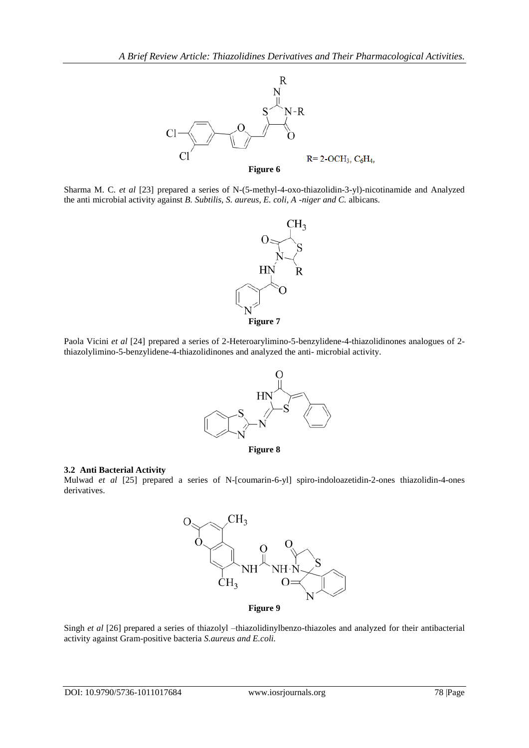Figure 6

$R= 2\text{-}OCH_3, C_6H_4,$

Sharma M. C. *et al* [23] prepared a series of N-(5-methyl-4-oxo-thiazolidin-3-yl)-nicotinamide and Analyzed the anti microbial activity against *B. Subtilis, S. aureus, E. coli, A -niger and C.* albicans.

Figure 7

Paola Vicini *et al* [24] prepared a series of 2-Heteroarylimino-5-benzylidene-4-thiazolidinones analogues of 2-thiazolylimino-5-benzylidene-4-thiazolidinones and analyzed the anti- microbial activity.

Figure 8

### 3.2 Anti Bacterial Activity

Mulwad *et al* [25] prepared a series of N-[coumarin-6-yl] spiro-indoloazetidin-2-ones thiazolidin-4-ones derivatives.

Figure 9

Singh *et al* [26] prepared a series of thiazolyl –thiazolidinylbenzo-thiazoles and analyzed for their antibacterial activity against Gram-positive bacteria *S.aureus and E.coli.*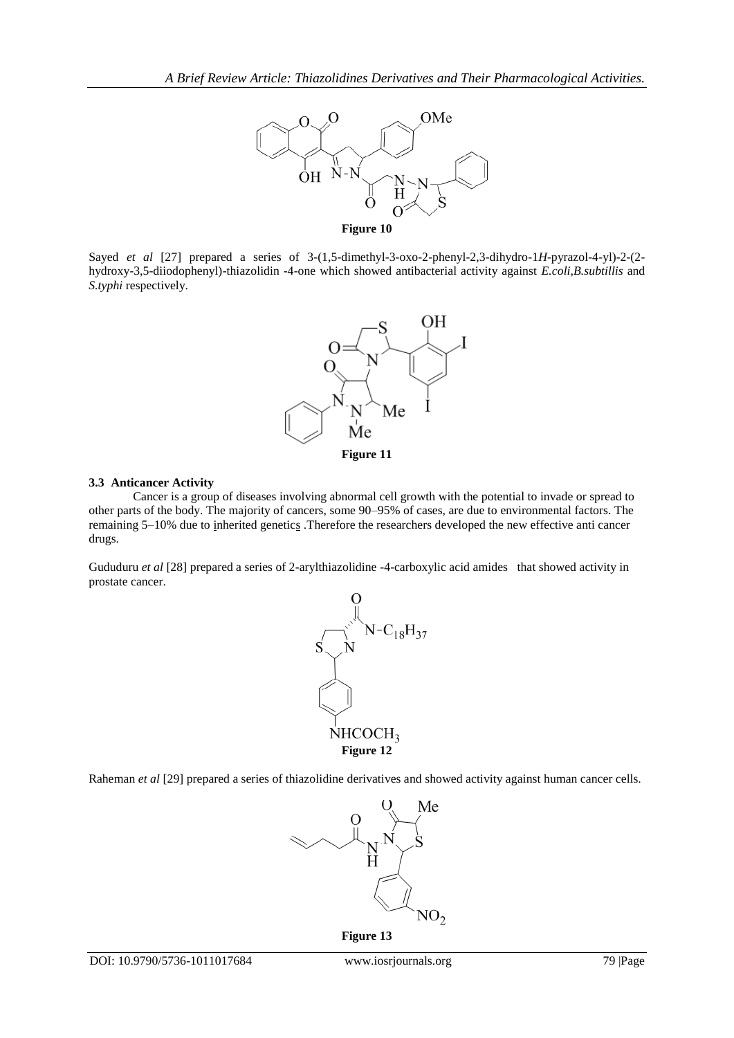**Figure 10**

Sayed *et al* [27] prepared a series of 3-(1,5-dimethyl-3-oxo-2-phenyl-2,3-dihydro-1*H*-pyrazol-4-yl)-2-(2-hydroxy-3,5-diiodophenyl)-thiazolidin -4-one which showed antibacterial activity against *E.coli,B.subtillis* and *S.typhi* respectively.

**Figure 11**

### 3.3 Anticancer Activity

Cancer is a group of diseases involving abnormal cell growth with the potential to invade or spread to other parts of the body. The majority of cancers, some 90–95% of cases, are due to environmental factors. The remaining 5–10% due to inherited genetics .Therefore the researchers developed the new effective anti cancer drugs.

Gududuru *et al* [28] prepared a series of 2-arylthiazolidine -4-carboxylic acid amides that showed activity in prostate cancer.

**Figure 12**

Raheman *et al* [29] prepared a series of thiazolidine derivatives and showed activity against human cancer cells.

**Figure 13**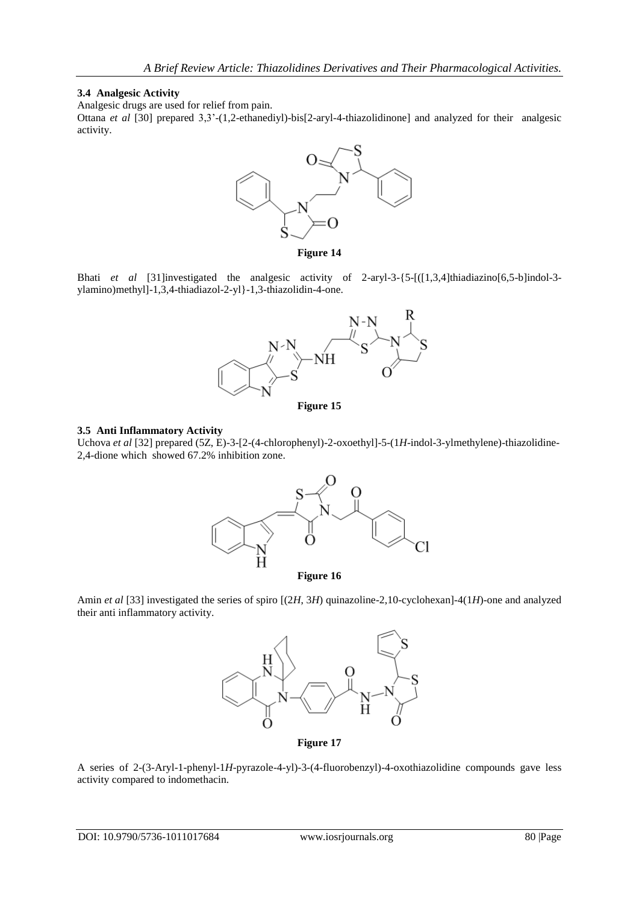### 3.4 Analgesic Activity

Analgesic drugs are used for relief from pain.

Ottana *et al* [30] prepared 3,3'-(1,2-ethanediyl)-bis[2-aryl-4-thiazolidinone] and analyzed for their analgesic activity.

**Figure 14**

Bhati *et al* [31]investigated the analgesic activity of 2-aryl-3-{5-[([1,3,4]thiadiazino[6,5-b]indol-3-ylamino)methyl]-1,3,4-thiadiazol-2-yl}-1,3-thiazolidin-4-one.

**Figure 15**

### 3.5 Anti Inflammatory Activity

Uchova *et al* [32] prepared (5Z, E)-3-[2-(4-chlorophenyl)-2-oxoethyl]-5-(1*H*-indol-3-ylmethylene)-thiazolidine-2,4-dione which showed 67.2% inhibition zone.

**Figure 16**

Amin *et al* [33] investigated the series of spiro [(2*H*, 3*H*) quinazoline-2,10-cyclohexan]-4(1*H*)-one and analyzed their anti inflammatory activity.

**Figure 17**

A series of 2-(3-Aryl-1-phenyl-1*H*-pyrazole-4-yl)-3-(4-fluorobenzyl)-4-oxothiazolidine compounds gave less activity compared to indomethacin.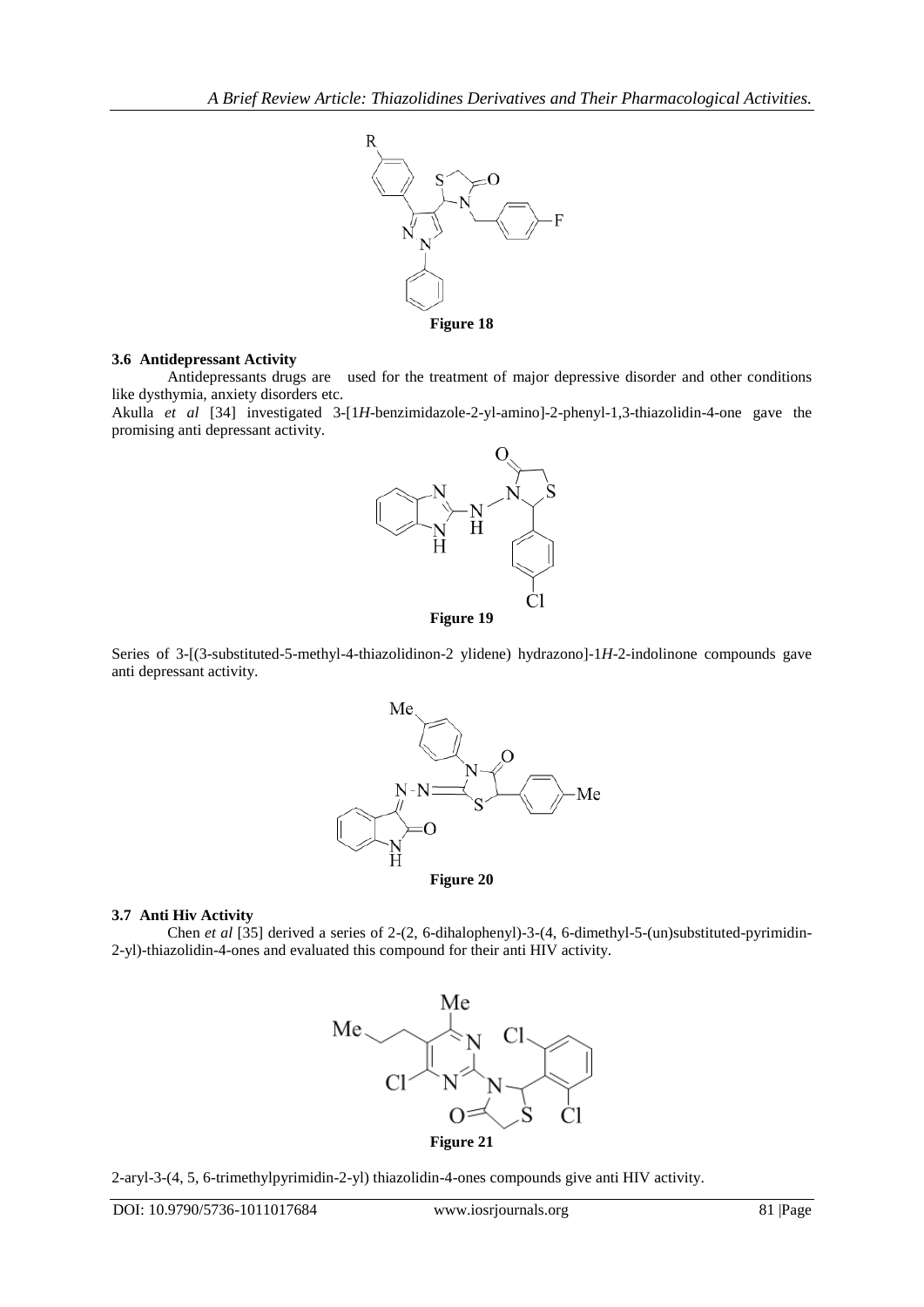Figure 18

### 3.6 Antidepressant Activity

Antidepressants drugs are used for the treatment of major depressive disorder and other conditions like dysthymia, anxiety disorders etc.

Akulla *et al* [34] investigated 3-[1*H*-benzimidazole-2-yl-amino]-2-phenyl-1,3-thiazolidin-4-one gave the promising anti depressant activity.

Figure 19

Series of 3-[(3-substituted-5-methyl-4-thiazolidinon-2 ylidene) hydrazono]-1*H*-2-indolinone compounds gave anti depressant activity.

Figure 20

### 3.7 Anti Hiv Activity

Chen *et al* [35] derived a series of 2-(2, 6-dihalophenyl)-3-(4, 6-dimethyl-5-(un)substituted-pyrimidin-2-yl)-thiazolidin-4-ones and evaluated this compound for their anti HIV activity.

Figure 21

2-aryl-3-(4, 5, 6-trimethylpyrimidin-2-yl) thiazolidin-4-ones compounds give anti HIV activity.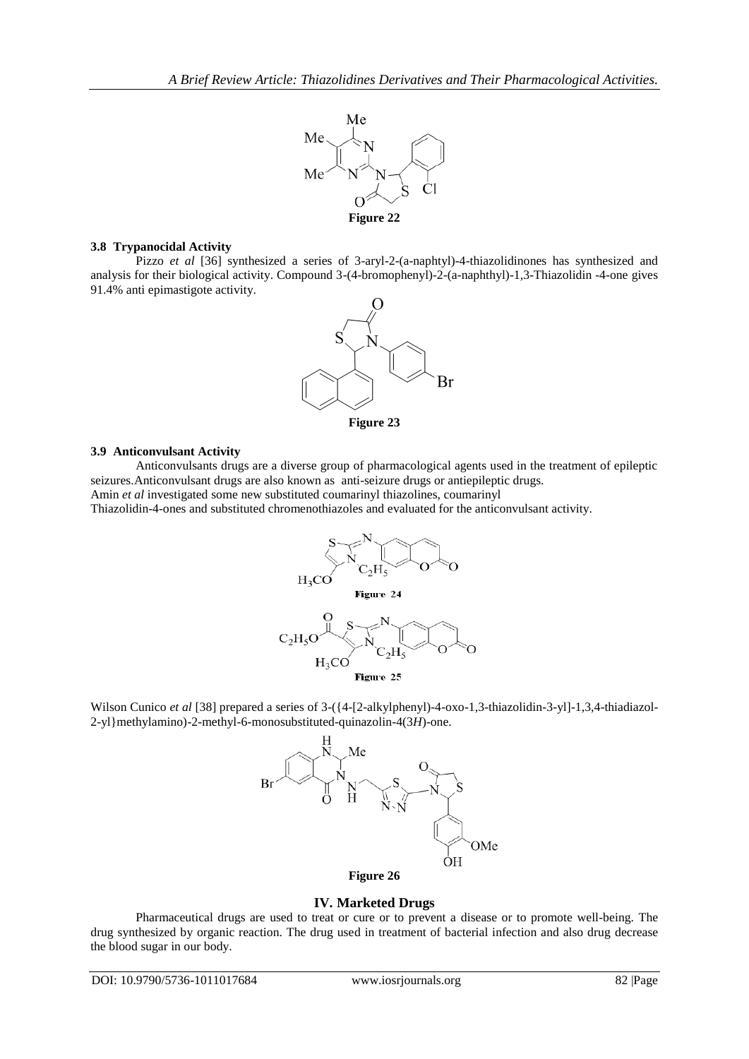Figure 22

### 3.8 Trypanocidal Activity

Pizzo *et al* [36] synthesized a series of 3-aryl-2-(a-naphtyl)-4-thiazolidinones has synthesized and analysis for their biological activity. Compound 3-(4-bromophenyl)-2-(a-naphthyl)-1,3-Thiazolidin -4-one gives 91.4% anti epimastigote activity.

Figure 23

### 3.9 Anticonvulsant Activity

Anticonvulsants drugs are a diverse group of pharmacological agents used in the treatment of epileptic seizures.Anticonvulsant drugs are also known as anti-seizure drugs or antiepileptic drugs.
Amin *et al* investigated some new substituted coumarinyl thiazolines, coumarinyl
Thiazolidin-4-ones and substituted chromenothiazoles and evaluated for the anticonvulsant activity.

Figure 24

Figure 25

Wilson Cunico *et al* [38] prepared a series of 3-({4-[2-alkylphenyl)-4-oxo-1,3-thiazolidin-3-yl]-1,3,4-thiadiazol-2-yl}methylamino)-2-methyl-6-monosubstituted-quinazolin-4(3*H*)-one.

Figure 26

## IV. Marketed Drugs

Pharmaceutical drugs are used to treat or cure or to prevent a disease or to promote well-being. The drug synthesized by organic reaction. The drug used in treatment of bacterial infection and also drug decrease the blood sugar in our body.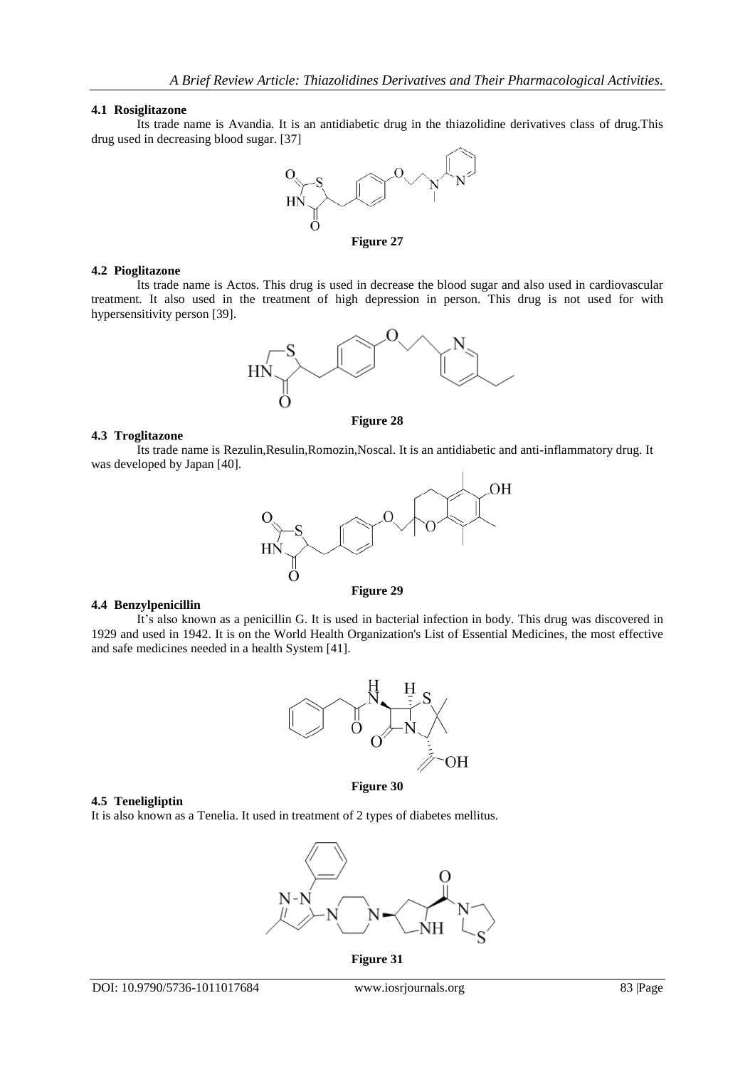#### 4.1 Rosiglitazone

Its trade name is Avandia. It is an antidiabetic drug in the thiazolidine derivatives class of drug.This drug used in decreasing blood sugar. [37]

**Figure 27**

#### 4.2 Pioglitazone

Its trade name is Actos. This drug is used in decrease the blood sugar and also used in cardiovascular treatment. It also used in the treatment of high depression in person. This drug is not used for with hypersensitivity person [39].

**Figure 28**

#### 4.3 Troglitazone

Its trade name is Rezulin,Resulin,Romozin,Noscal. It is an antidiabetic and anti-inflammatory drug. It was developed by Japan [40].

**Figure 29**

#### 4.4 Benzylpenicillin

It's also known as a penicillin G. It is used in bacterial infection in body. This drug was discovered in 1929 and used in 1942. It is on the World Health Organization's List of Essential Medicines, the most effective and safe medicines needed in a health System [41].

**Figure 30**

#### 4.5 Teneligliptin

It is also known as a Tenelia. It used in treatment of 2 types of diabetes mellitus.

**Figure 31**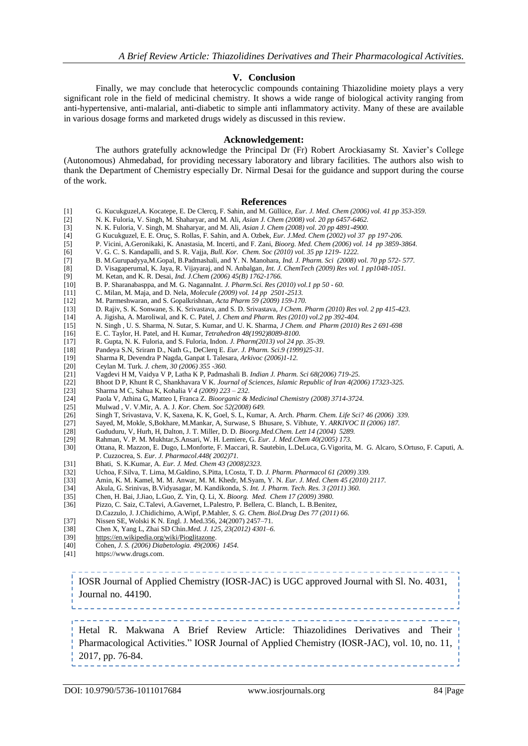## V. Conclusion

Finally, we may conclude that heterocyclic compounds containing Thiazolidine moiety plays a very significant role in the field of medicinal chemistry. It shows a wide range of biological activity ranging from anti-hypertensive, anti-malarial, anti-diabetic to simple anti inflammatory activity. Many of these are available in various dosage forms and marketed drugs widely as discussed in this review.

## Acknowledgement:

The authors gratefully acknowledge the Principal Dr (Fr) Robert Arockiasamy St. Xavier's College (Autonomous) Ahmedabad, for providing necessary laboratory and library facilities. The authors also wish to thank the Department of Chemistry especially Dr. Nirmal Desai for the guidance and support during the course of the work.

## References

[1] G. Kucukguzel,A. Kocatepe, E. De Clercq, F. Sahin, and M. Güllüce, *Eur. J. Med. Chem (2006) vol. 41 pp 353-359.*
[2] N. K. Fuloria, V. Singh, M. Shaharyar, and M. Ali, *Asian J. Chem (2008) vol. 20 pp 6457-6462.*
[3] N. K. Fuloria, V. Singh, M. Shaharyar, and M. Ali, *Asian J. Chem (2008) vol. 20 pp 4891-4900.*
[4] G Kucukguzel, E. E. Oruç, S. Rollas, F. Sahin, and A. Ozbek, *Eur. J.Med. Chem (2002) vol 37 pp 197-206.*
[5] P. Vicini, A.Geronikaki, K. Anastasia, M. Incerti, and F. Zani, *Bioorg. Med. Chem (2006) vol. 14 pp 3859-3864.*
[6] V. G. C. S. Kandapalli, and S. R. Vajja, *Bull. Kor. Chem. Soc (2010) vol. 35 pp 1219- 1222.*
[7] B. M.Gurupadyya,M.Gopal, B.Padmashali, and Y. N. Manohara, *Ind. J. Pharm. Sci (2008) vol. 70 pp 572- 577.*
[8] D. Visagaperumal, K. Jaya, R. Vijayaraj, and N. Anbalgan, *Int. J. ChemTech (2009) Res vol. 1 pp1048-1051.*
[9] M. Ketan, and K. R. Desai, *Ind. J.Chem (2006) 45(B) 1762-1766.*
[10] B. P. Sharanabasppa, and M. G. NagannaInt. *J. Pharm.Sci. Res (2010) vol.1 pp 50 - 60.*
[11] C. Milan, M. Maja, and D. Nela, *Molecule (2009) vol. 14 pp 2501-2513.*
[12] M. Parmeshwaran, and S. Gopalkrishnan, *Acta Pharm 59 (2009) 159-170.*
[13] D. Rajiv, S. K. Sonwane, S. K. Srivastava, and S. D. Srivastava, *J Chem. Pharm (2010) Res vol. 2 pp 415-423.*
[14] A. Jigisha, A. Maroliwal, and K. C. Patel, *J. Chem and Pharm. Res (2010) vol.2 pp 392-404.*
[15] N. Singh , U. S. Sharma, N. Sutar, S. Kumar, and U. K. Sharma, *J Chem. and Pharm (2010) Res 2 691-698*
[16] E. C. Taylor, H. Patel, and H. Kumar, *Tetrahedron 48(1992)8089-8100.*
[17] R. Gupta, N. K. Fuloria, and S. Fuloria, Indon. *J. Pharm(2013) vol 24 pp. 35-39.*
[18] Pandeya S.N, Sriram D., Nath G., DeClerq E. *Eur. J. Pharm. Sci.9 (1999)25-31.*
[19] Sharma R, Devendra P Nagda, Ganpat L Talesara, *Arkivoc (2006)1-12.*
[20] Ceylan M. Turk. *J. chem, 30 (2006) 355 -360.*
[21] Vagdevi H M, Vaidya V P, Latha K P, Padmashali B. *Indian J. Pharm. Sci 68(2006) 719-25.*
[22] Bhoot D P, Khunt R C, Shankhavara V K. *Journal of Sciences, Islamic Republic of Iran 4(2006) 17323-325.*
[23] Sharma M C, Sahua K, Kohalia *V 4 (2009) 223 – 232.*
[24] Paola V, Athina G, Matteo I, Franca Z. *Bioorganic & Medicinal Chemistry (2008) 3714-3724.*
[25] Mulwad , V. V.Mir, A. A. *J. Kor. Chem. Soc 52(2008) 649.*
[26] Singh T, Srivastava, V. K, Saxena, K. K, Goel, S. L, Kumar, A. Arch. *Pharm. Chem. Life Sci? 46 (2006) 339.*
[27] Sayed, M, Mokle, S,Bokhare, M.Mankar, A, Surwase, S Bhusare, S. Vibhute, Y. *ARKIVOC II (2006) 187.*
[28] Gududuru, V, Hurh, H, Dalton, J. T. Miller, D. D. *Bioorg.Med.Chem. Lett 14 (2004) 5289.*
[29] Rahman, V. P. M. Mukhtar,S.Ansari, W. H. Lemiere, G. *Eur. J. Med.Chem 40(2005) 173.*
[30] Ottana, R. Mazzon, E. Dugo, L.Monforte, F. Maccari, R. Sautebin, L.DeLuca, G.Vigorita, M. G. Alcaro, S.Ortuso, F. Caputi, A. P. Cuzzocrea, S. *Eur. J. Pharmacol.448( 2002)71.*
[31] Bhati, S. K.Kumar, A. *Eur. J. Med. Chem 43 (2008)2323.*
[32] Uchoa, F.Silva, T. Lima, M.Galdino, S.Pitta, I.Costa, T. D. *J. Pharm. Pharmacol 61 (2009) 339.*
[33] Amin, K. M. Kamel, M. M. Anwar, M. M. Khedr, M.Syam, Y. N. *Eur. J. Med. Chem 45 (2010) 2117.*
[34] Akula, G. Srinivas, B.Vidyasagar, M. Kandikonda, S. *Int. J. Pharm. Tech. Res. 3 (2011) 360.*
[35] Chen, H. Bai, J.Jiao, L.Guo, Z. Yin, Q. Li, X. *Bioorg. Med. Chem 17 (2009) 3980.*
[36] Pizzo, C. Saiz, C.Talevi, A.Gavernet, L.Palestro, P. Bellera, C. Blanch, L. B.Benitez, D.Cazzulo, J. J.Chidichimo, A.Wipf, P.Mahler, *S. G. Chem. Biol.Drug Des 77 (2011) 66.*
[37] Nissen SE, Wolski K N. Engl. J. Med.356, 24(2007) 2457–71.
[38] Chen X, Yang L, Zhai SD Chin.*Med. J. 125, 23(2012) 4301–6.*
[39] https://en.wikipedia.org/wiki/Pioglitazone.
[40] Cohen, *J. S. (2006) Diabetologia. 49(2006) 1454.*
[41] https://www.drugs.com.

IOSR Journal of Applied Chemistry (IOSR-JAC) is UGC approved Journal with Sl. No. 4031, Journal no. 44190.

Hetal R. Makwana A Brief Review Article: Thiazolidines Derivatives and Their Pharmacological Activities." IOSR Journal of Applied Chemistry (IOSR-JAC), vol. 10, no. 11, 2017, pp. 76-84.